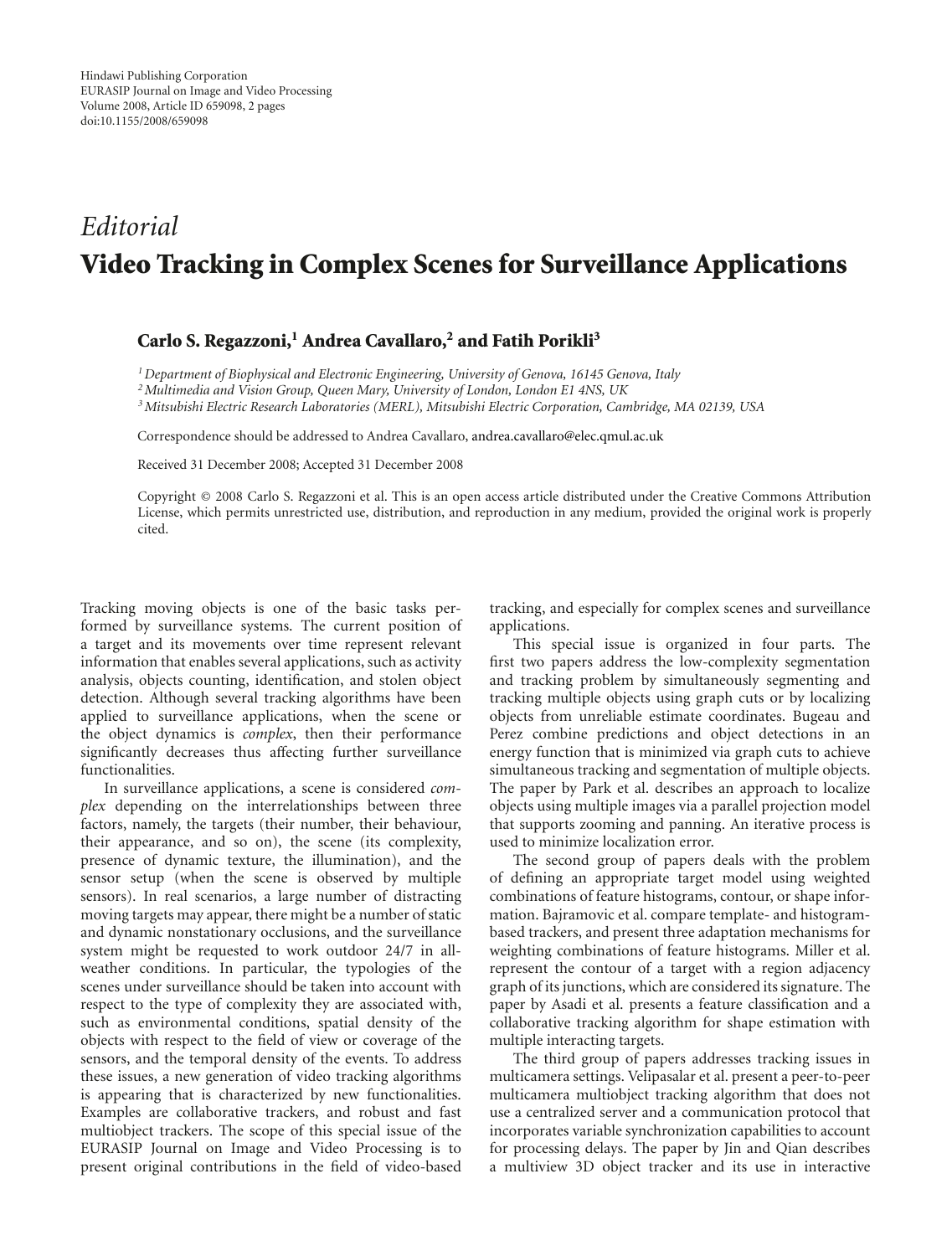*Editorial*

# Video Tracking in Complex Scenes for Surveillance Applications

**Carlo S. Regazzoni,[1] Andrea Cavallaro,[2] and Fatih Porikli[3]**

[1] *Department of Biophysical and Electronic Engineering, University of Genova, 16145 Genova, Italy*
[2] *Multimedia and Vision Group, Queen Mary, University of London, London E1 4NS, UK*
[3] *Mitsubishi Electric Research Laboratories (MERL), Mitsubishi Electric Corporation, Cambridge, MA 02139, USA*

Correspondence should be addressed to Andrea Cavallaro, andrea.cavallaro@elec.qmul.ac.uk

Received 31 December 2008; Accepted 31 December 2008

Copyright © 2008 Carlo S. Regazzoni et al. This is an open access article distributed under the Creative Commons Attribution License, which permits unrestricted use, distribution, and reproduction in any medium, provided the original work is properly cited.

Tracking moving objects is one of the basic tasks performed by surveillance systems. The current position of a target and its movements over time represent relevant information that enables several applications, such as activity analysis, objects counting, identification, and stolen object detection. Although several tracking algorithms have been applied to surveillance applications, when the scene or the object dynamics is *complex*, then their performance significantly decreases thus affecting further surveillance functionalities.

In surveillance applications, a scene is considered *complex* depending on the interrelationships between three factors, namely, the targets (their number, their behaviour, their appearance, and so on), the scene (its complexity, presence of dynamic texture, the illumination), and the sensor setup (when the scene is observed by multiple sensors). In real scenarios, a large number of distracting moving targets may appear, there might be a number of static and dynamic nonstationary occlusions, and the surveillance system might be requested to work outdoor 24/7 in all-weather conditions. In particular, the typologies of the scenes under surveillance should be taken into account with respect to the type of complexity they are associated with, such as environmental conditions, spatial density of the objects with respect to the field of view or coverage of the sensors, and the temporal density of the events. To address these issues, a new generation of video tracking algorithms is appearing that is characterized by new functionalities. Examples are collaborative trackers, and robust and fast multiobject trackers. The scope of this special issue of the EURASIP Journal on Image and Video Processing is to present original contributions in the field of video-based tracking, and especially for complex scenes and surveillance applications.

This special issue is organized in four parts. The first two papers address the low-complexity segmentation and tracking problem by simultaneously segmenting and tracking multiple objects using graph cuts or by localizing objects from unreliable estimate coordinates. Bugeau and Perez combine predictions and object detections in an energy function that is minimized via graph cuts to achieve simultaneous tracking and segmentation of multiple objects. The paper by Park et al. describes an approach to localize objects using multiple images via a parallel projection model that supports zooming and panning. An iterative process is used to minimize localization error.

The second group of papers deals with the problem of defining an appropriate target model using weighted combinations of feature histograms, contour, or shape information. Bajramovic et al. compare template- and histogram-based trackers, and present three adaptation mechanisms for weighting combinations of feature histograms. Miller et al. represent the contour of a target with a region adjacency graph of its junctions, which are considered its signature. The paper by Asadi et al. presents a feature classification and a collaborative tracking algorithm for shape estimation with multiple interacting targets.

The third group of papers addresses tracking issues in multicamera settings. Velipasalar et al. present a peer-to-peer multicamera multiobject tracking algorithm that does not use a centralized server and a communication protocol that incorporates variable synchronization capabilities to account for processing delays. The paper by Jin and Qian describes a multiview 3D object tracker and its use in interactive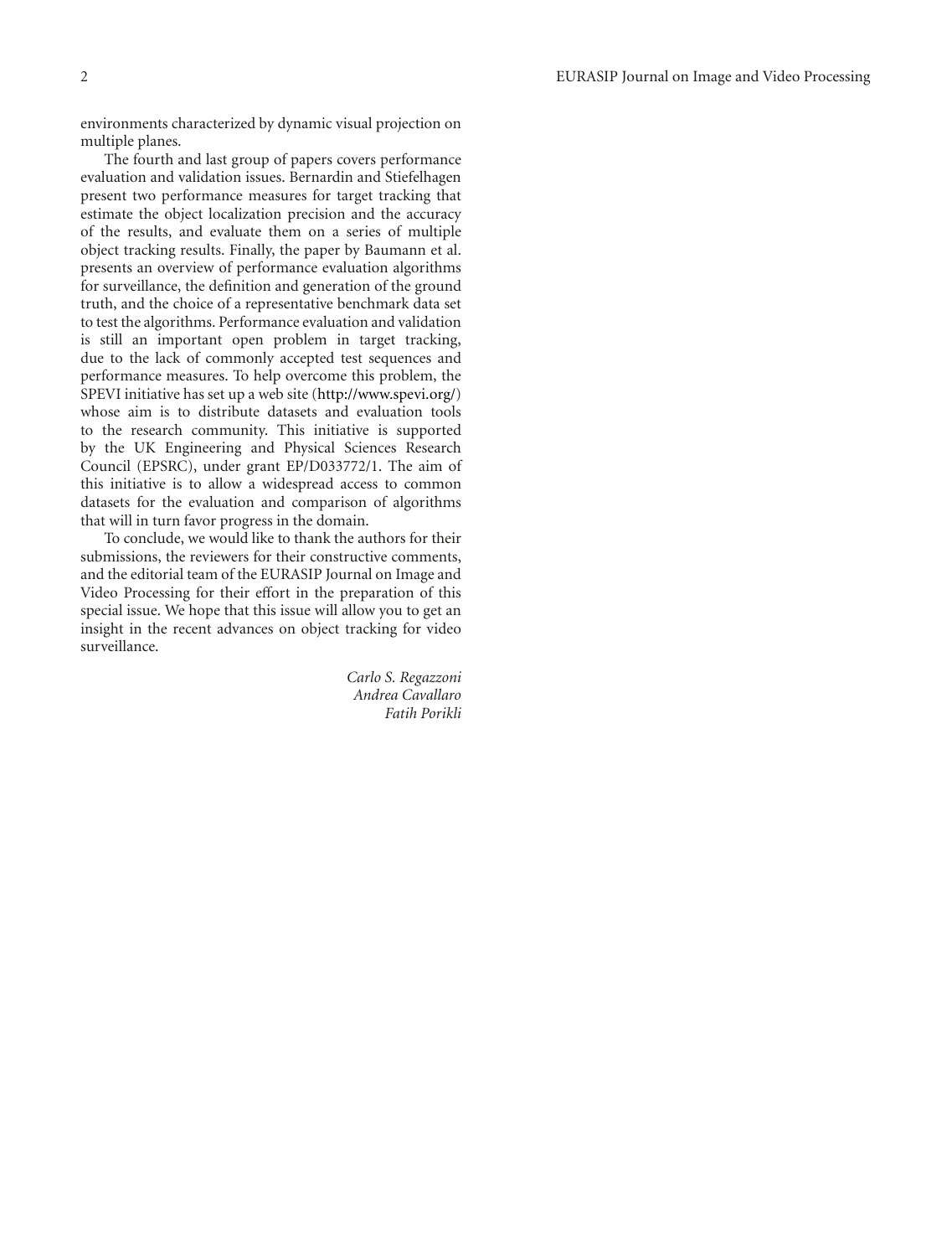environments characterized by dynamic visual projection on multiple planes.

The fourth and last group of papers covers performance evaluation and validation issues. Bernardin and Stiefelhagen present two performance measures for target tracking that estimate the object localization precision and the accuracy of the results, and evaluate them on a series of multiple object tracking results. Finally, the paper by Baumann et al. presents an overview of performance evaluation algorithms for surveillance, the definition and generation of the ground truth, and the choice of a representative benchmark data set to test the algorithms. Performance evaluation and validation is still an important open problem in target tracking, due to the lack of commonly accepted test sequences and performance measures. To help overcome this problem, the SPEVI initiative has set up a web site (http://www.spevi.org/) whose aim is to distribute datasets and evaluation tools to the research community. This initiative is supported by the UK Engineering and Physical Sciences Research Council (EPSRC), under grant EP/D033772/1. The aim of this initiative is to allow a widespread access to common datasets for the evaluation and comparison of algorithms that will in turn favor progress in the domain.

To conclude, we would like to thank the authors for their submissions, the reviewers for their constructive comments, and the editorial team of the EURASIP Journal on Image and Video Processing for their effort in the preparation of this special issue. We hope that this issue will allow you to get an insight in the recent advances on object tracking for video surveillance.

*Carlo S. Regazzoni*
*Andrea Cavallaro*
*Fatih Porikli*